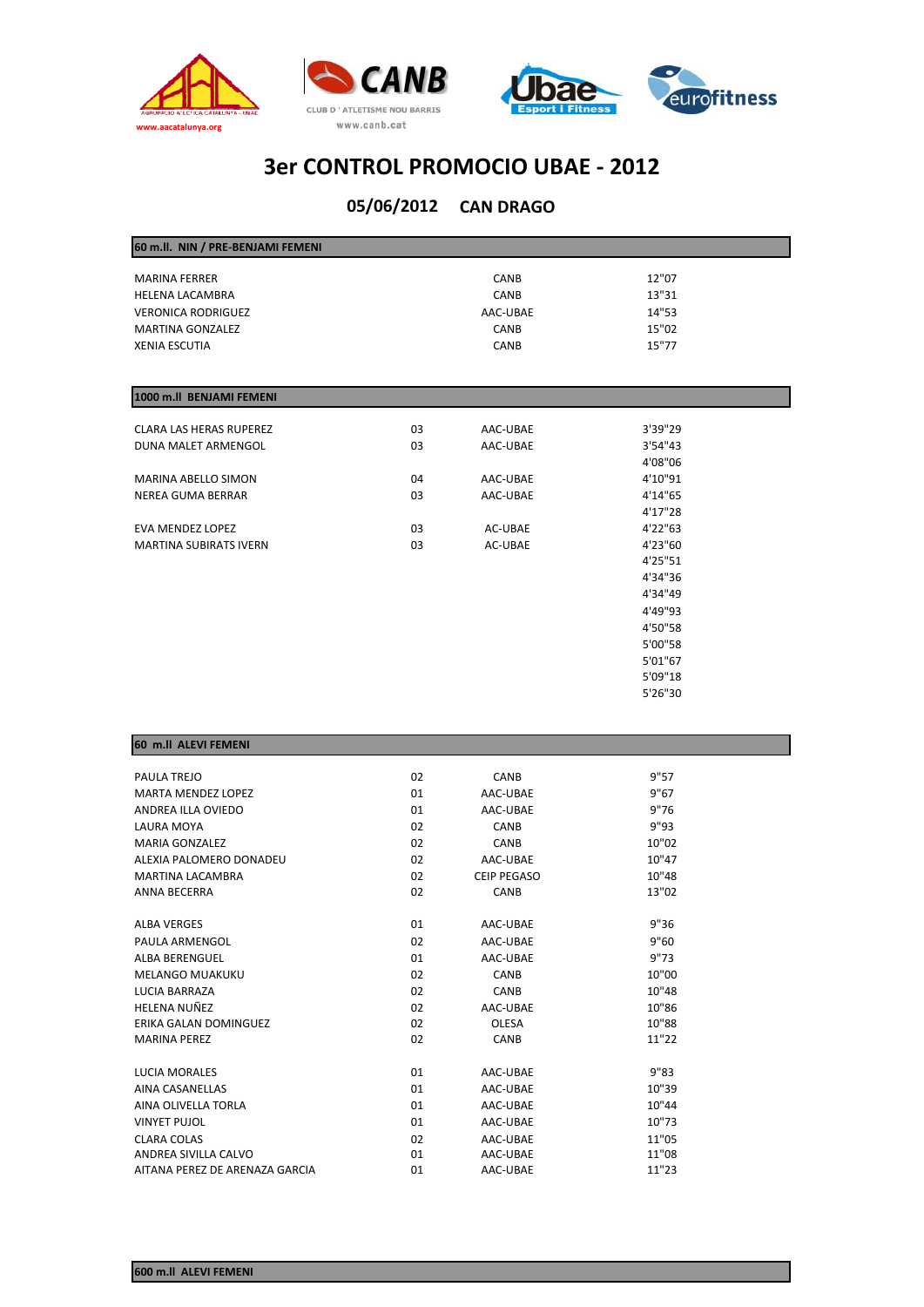www.aacatalunya.org

CANB
CLUB D'ATLETISME NOU BARRIS
www.canb.cat

Ubae Esport i Fitness

eurofitness

# 3er CONTROL PROMOCIO UBAE - 2012

## 05/06/2012 CAN DRAGO

### 60 m.ll. NIN / PRE-BENJAMI FEMENI

| | | | |
|---|---|---|---|
| MARINA FERRER | | CANB | 12"07 |
| HELENA LACAMBRA | | CANB | 13"31 |
| VERONICA RODRIGUEZ | | AAC-UBAE | 14"53 |
| MARTINA GONZALEZ | | CANB | 15"02 |
| XENIA ESCUTIA | | CANB | 15"77 |

### 1000 m.ll BENJAMI FEMENI

| | | | |
|---|---|---|---|
| CLARA LAS HERAS RUPEREZ | 03 | AAC-UBAE | 3'39"29 |
| DUNA MALET ARMENGOL | 03 | AAC-UBAE | 3'54"43 |
| | | | 4'08"06 |
| MARINA ABELLO SIMON | 04 | AAC-UBAE | 4'10"91 |
| NEREA GUMA BERRAR | 03 | AAC-UBAE | 4'14"65 |
| | | | 4'17"28 |
| EVA MENDEZ LOPEZ | 03 | AC-UBAE | 4'22"63 |
| MARTINA SUBIRATS IVERN | 03 | AC-UBAE | 4'23"60 |
| | | | 4'25"51 |
| | | | 4'34"36 |
| | | | 4'34"49 |
| | | | 4'49"93 |
| | | | 4'50"58 |
| | | | 5'00"58 |
| | | | 5'01"67 |
| | | | 5'09"18 |
| | | | 5'26"30 |

### 60 m.ll ALEVI FEMENI

| | | | |
|---|---|---|---|
| PAULA TREJO | 02 | CANB | 9"57 |
| MARTA MENDEZ LOPEZ | 01 | AAC-UBAE | 9"67 |
| ANDREA ILLA OVIEDO | 01 | AAC-UBAE | 9"76 |
| LAURA MOYA | 02 | CANB | 9"93 |
| MARIA GONZALEZ | 02 | CANB | 10"02 |
| ALEXIA PALOMERO DONADEU | 02 | AAC-UBAE | 10"47 |
| MARTINA LACAMBRA | 02 | CEIP PEGASO | 10"48 |
| ANNA BECERRA | 02 | CANB | 13"02 |
| | | | |
| ALBA VERGES | 01 | AAC-UBAE | 9"36 |
| PAULA ARMENGOL | 02 | AAC-UBAE | 9"60 |
| ALBA BERENGUEL | 01 | AAC-UBAE | 9"73 |
| MELANGO MUAKUKU | 02 | CANB | 10"00 |
| LUCIA BARRAZA | 02 | CANB | 10"48 |
| HELENA NUÑEZ | 02 | AAC-UBAE | 10"86 |
| ERIKA GALAN DOMINGUEZ | 02 | OLESA | 10"88 |
| MARINA PEREZ | 02 | CANB | 11"22 |
| | | | |
| LUCIA MORALES | 01 | AAC-UBAE | 9"83 |
| AINA CASANELLAS | 01 | AAC-UBAE | 10"39 |
| AINA OLIVELLA TORLA | 01 | AAC-UBAE | 10"44 |
| VINYET PUJOL | 01 | AAC-UBAE | 10"73 |
| CLARA COLAS | 02 | AAC-UBAE | 11"05 |
| ANDREA SIVILLA CALVO | 01 | AAC-UBAE | 11"08 |
| AITANA PEREZ DE ARENAZA GARCIA | 01 | AAC-UBAE | 11"23 |

### 600 m.ll ALEVI FEMENI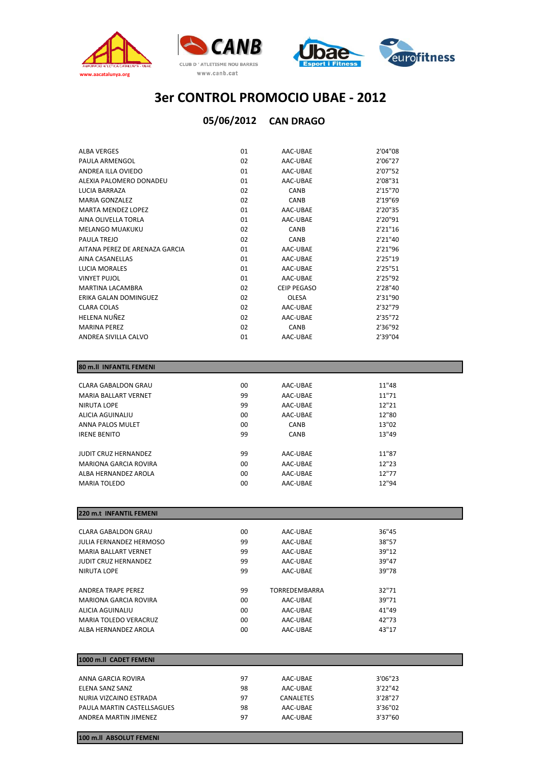# 3er CONTROL PROMOCIO UBAE - 2012

## 05/06/2012 CAN DRAGO

| | | | |
|---|---|---|---|
| ALBA VERGES | 01 | AAC-UBAE | 2'04"08 |
| PAULA ARMENGOL | 02 | AAC-UBAE | 2'06"27 |
| ANDREA ILLA OVIEDO | 01 | AAC-UBAE | 2'07"52 |
| ALEXIA PALOMERO DONADEU | 01 | AAC-UBAE | 2'08"31 |
| LUCIA BARRAZA | 02 | CANB | 2'15"70 |
| MARIA GONZALEZ | 02 | CANB | 2'19"69 |
| MARTA MENDEZ LOPEZ | 01 | AAC-UBAE | 2'20"35 |
| AINA OLIVELLA TORLA | 01 | AAC-UBAE | 2'20"91 |
| MELANGO MUAKUKU | 02 | CANB | 2'21"16 |
| PAULA TREJO | 02 | CANB | 2'21"40 |
| AITANA PEREZ DE ARENAZA GARCIA | 01 | AAC-UBAE | 2'21"96 |
| AINA CASANELLAS | 01 | AAC-UBAE | 2'25"19 |
| LUCIA MORALES | 01 | AAC-UBAE | 2'25"51 |
| VINYET PUJOL | 01 | AAC-UBAE | 2'25"92 |
| MARTINA LACAMBRA | 02 | CEIP PEGASO | 2'28"40 |
| ERIKA GALAN DOMINGUEZ | 02 | OLESA | 2'31"90 |
| CLARA COLAS | 02 | AAC-UBAE | 2'32"79 |
| HELENA NUÑEZ | 02 | AAC-UBAE | 2'35"72 |
| MARINA PEREZ | 02 | CANB | 2'36"92 |
| ANDREA SIVILLA CALVO | 01 | AAC-UBAE | 2'39"04 |

### 80 m.ll INFANTIL FEMENI

| | | | |
|---|---|---|---|
| CLARA GABALDON GRAU | 00 | AAC-UBAE | 11"48 |
| MARIA BALLART VERNET | 99 | AAC-UBAE | 11"71 |
| NIRUTA LOPE | 99 | AAC-UBAE | 12"21 |
| ALICIA AGUINALIU | 00 | AAC-UBAE | 12"80 |
| ANNA PALOS MULET | 00 | CANB | 13"02 |
| IRENE BENITO | 99 | CANB | 13"49 |
| | | | |
| JUDIT CRUZ HERNANDEZ | 99 | AAC-UBAE | 11"87 |
| MARIONA GARCIA ROVIRA | 00 | AAC-UBAE | 12"23 |
| ALBA HERNANDEZ AROLA | 00 | AAC-UBAE | 12"77 |
| MARIA TOLEDO | 00 | AAC-UBAE | 12"94 |

### 220 m.t INFANTIL FEMENI

| | | | |
|---|---|---|---|
| CLARA GABALDON GRAU | 00 | AAC-UBAE | 36"45 |
| JULIA FERNANDEZ HERMOSO | 99 | AAC-UBAE | 38"57 |
| MARIA BALLART VERNET | 99 | AAC-UBAE | 39"12 |
| JUDIT CRUZ HERNANDEZ | 99 | AAC-UBAE | 39"47 |
| NIRUTA LOPE | 99 | AAC-UBAE | 39"78 |
| | | | |
| ANDREA TRAPE PEREZ | 99 | TORREDEMBARRA | 32"71 |
| MARIONA GARCIA ROVIRA | 00 | AAC-UBAE | 39"71 |
| ALICIA AGUINALIU | 00 | AAC-UBAE | 41"49 |
| MARIA TOLEDO VERACRUZ | 00 | AAC-UBAE | 42"73 |
| ALBA HERNANDEZ AROLA | 00 | AAC-UBAE | 43"17 |

### 1000 m.ll CADET FEMENI

| | | | |
|---|---|---|---|
| ANNA GARCIA ROVIRA | 97 | AAC-UBAE | 3'06"23 |
| ELENA SANZ SANZ | 98 | AAC-UBAE | 3'22"42 |
| NURIA VIZCAINO ESTRADA | 97 | CANALETES | 3'28"27 |
| PAULA MARTIN CASTELLSAGUES | 98 | AAC-UBAE | 3'36"02 |
| ANDREA MARTIN JIMENEZ | 97 | AAC-UBAE | 3'37"60 |

### 100 m.ll ABSOLUT FEMENI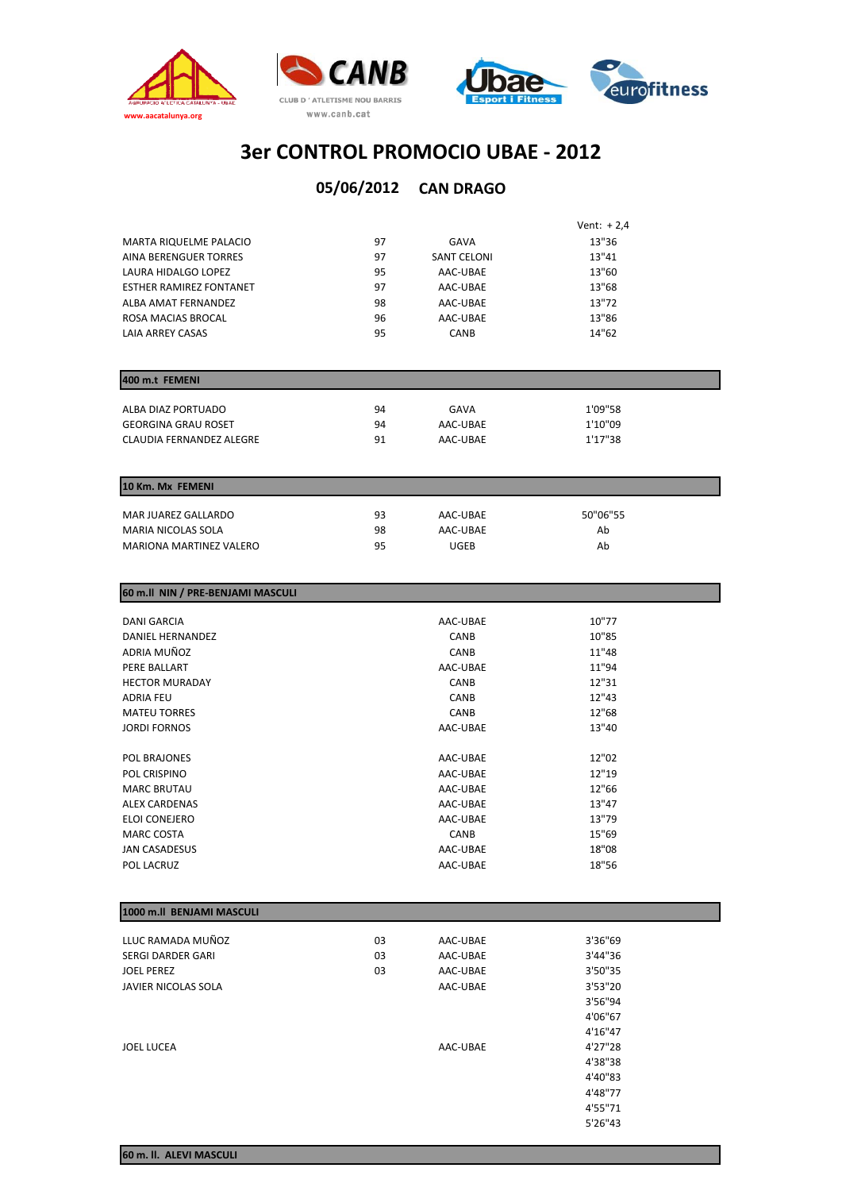# 3er CONTROL PROMOCIO UBAE - 2012

## 05/06/2012 CAN DRAGO

| | | | Vent: + 2,4 |
|---|---|---|---|
| MARTA RIQUELME PALACIO | 97 | GAVA | 13"36 |
| AINA BERENGUER TORRES | 97 | SANT CELONI | 13"41 |
| LAURA HIDALGO LOPEZ | 95 | AAC-UBAE | 13"60 |
| ESTHER RAMIREZ FONTANET | 97 | AAC-UBAE | 13"68 |
| ALBA AMAT FERNANDEZ | 98 | AAC-UBAE | 13"72 |
| ROSA MACIAS BROCAL | 96 | AAC-UBAE | 13"86 |
| LAIA ARREY CASAS | 95 | CANB | 14"62 |

### 400 m.t FEMENI

| | | | |
|---|---|---|---|
| ALBA DIAZ PORTUADO | 94 | GAVA | 1'09"58 |
| GEORGINA GRAU ROSET | 94 | AAC-UBAE | 1'10"09 |
| CLAUDIA FERNANDEZ ALEGRE | 91 | AAC-UBAE | 1'17"38 |

### 10 Km. Mx FEMENI

| | | | |
|---|---|---|---|
| MAR JUAREZ GALLARDO | 93 | AAC-UBAE | 50"06"55 |
| MARIA NICOLAS SOLA | 98 | AAC-UBAE | Ab |
| MARIONA MARTINEZ VALERO | 95 | UGEB | Ab |

### 60 m.ll NIN / PRE-BENJAMI MASCULI

| | | | |
|---|---|---|---|
| DANI GARCIA | | AAC-UBAE | 10"77 |
| DANIEL HERNANDEZ | | CANB | 10"85 |
| ADRIA MUÑOZ | | CANB | 11"48 |
| PERE BALLART | | AAC-UBAE | 11"94 |
| HECTOR MURADAY | | CANB | 12"31 |
| ADRIA FEU | | CANB | 12"43 |
| MATEU TORRES | | CANB | 12"68 |
| JORDI FORNOS | | AAC-UBAE | 13"40 |
| | | | |
| POL BRAJONES | | AAC-UBAE | 12"02 |
| POL CRISPINO | | AAC-UBAE | 12"19 |
| MARC BRUTAU | | AAC-UBAE | 12"66 |
| ALEX CARDENAS | | AAC-UBAE | 13"47 |
| ELOI CONEJERO | | AAC-UBAE | 13"79 |
| MARC COSTA | | CANB | 15"69 |
| JAN CASADESUS | | AAC-UBAE | 18"08 |
| POL LACRUZ | | AAC-UBAE | 18"56 |

### 1000 m.ll BENJAMI MASCULI

| | | | |
|---|---|---|---|
| LLUC RAMADA MUÑOZ | 03 | AAC-UBAE | 3'36"69 |
| SERGI DARDER GARI | 03 | AAC-UBAE | 3'44"36 |
| JOEL PEREZ | 03 | AAC-UBAE | 3'50"35 |
| JAVIER NICOLAS SOLA | | AAC-UBAE | 3'53"20 |
| | | | 3'56"94 |
| | | | 4'06"67 |
| | | | 4'16"47 |
| JOEL LUCEA | | AAC-UBAE | 4'27"28 |
| | | | 4'38"38 |
| | | | 4'40"83 |
| | | | 4'48"77 |
| | | | 4'55"71 |
| | | | 5'26"43 |

### 60 m. ll. ALEVI MASCULI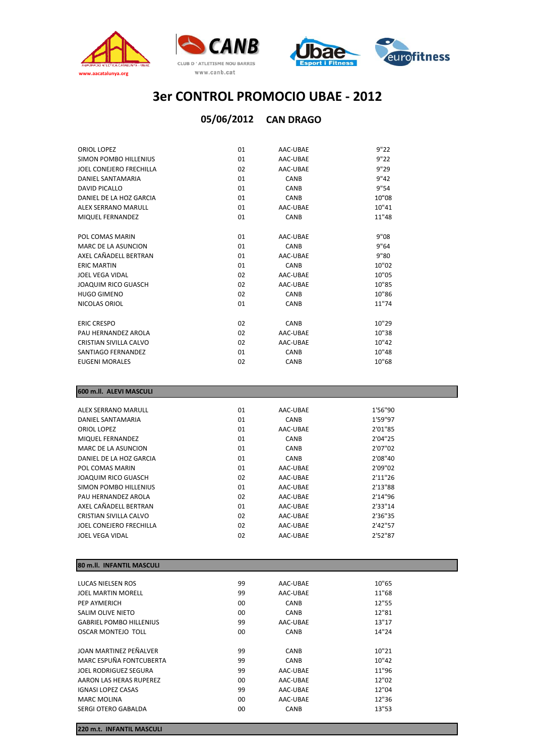# 3er CONTROL PROMOCIO UBAE - 2012

## 05/06/2012 CAN DRAGO

| | | | |
|---|---|---|---|
| ORIOL LOPEZ | 01 | AAC-UBAE | 9"22 |
| SIMON POMBO HILLENIUS | 01 | AAC-UBAE | 9"22 |
| JOEL CONEJERO FRECHILLA | 02 | AAC-UBAE | 9"29 |
| DANIEL SANTAMARIA | 01 | CANB | 9"42 |
| DAVID PICALLO | 01 | CANB | 9"54 |
| DANIEL DE LA HOZ GARCIA | 01 | CANB | 10"08 |
| ALEX SERRANO MARULL | 01 | AAC-UBAE | 10"41 |
| MIQUEL FERNANDEZ | 01 | CANB | 11"48 |

| | | | |
|---|---|---|---|
| POL COMAS MARIN | 01 | AAC-UBAE | 9"08 |
| MARC DE LA ASUNCION | 01 | CANB | 9"64 |
| AXEL CAÑADELL BERTRAN | 01 | AAC-UBAE | 9"80 |
| ERIC MARTIN | 01 | CANB | 10"02 |
| JOEL VEGA VIDAL | 02 | AAC-UBAE | 10"05 |
| JOAQUIM RICO GUASCH | 02 | AAC-UBAE | 10"85 |
| HUGO GIMENO | 02 | CANB | 10"86 |
| NICOLAS ORIOL | 01 | CANB | 11"74 |

| | | | |
|---|---|---|---|
| ERIC CRESPO | 02 | CANB | 10"29 |
| PAU HERNANDEZ AROLA | 02 | AAC-UBAE | 10"38 |
| CRISTIAN SIVILLA CALVO | 02 | AAC-UBAE | 10"42 |
| SANTIAGO FERNANDEZ | 01 | CANB | 10"48 |
| EUGENI MORALES | 02 | CANB | 10"68 |

### 600 m.ll. ALEVI MASCULI

| | | | |
|---|---|---|---|
| ALEX SERRANO MARULL | 01 | AAC-UBAE | 1'56"90 |
| DANIEL SANTAMARIA | 01 | CANB | 1'59"97 |
| ORIOL LOPEZ | 01 | AAC-UBAE | 2'01"85 |
| MIQUEL FERNANDEZ | 01 | CANB | 2'04"25 |
| MARC DE LA ASUNCION | 01 | CANB | 2'07"02 |
| DANIEL DE LA HOZ GARCIA | 01 | CANB | 2'08"40 |
| POL COMAS MARIN | 01 | AAC-UBAE | 2'09"02 |
| JOAQUIM RICO GUASCH | 02 | AAC-UBAE | 2'11"26 |
| SIMON POMBO HILLENIUS | 01 | AAC-UBAE | 2'13"88 |
| PAU HERNANDEZ AROLA | 02 | AAC-UBAE | 2'14"96 |
| AXEL CAÑADELL BERTRAN | 01 | AAC-UBAE | 2'33"14 |
| CRISTIAN SIVILLA CALVO | 02 | AAC-UBAE | 2'36"35 |
| JOEL CONEJERO FRECHILLA | 02 | AAC-UBAE | 2'42"57 |
| JOEL VEGA VIDAL | 02 | AAC-UBAE | 2'52"87 |

### 80 m.ll. INFANTIL MASCULI

| | | | |
|---|---|---|---|
| LUCAS NIELSEN ROS | 99 | AAC-UBAE | 10"65 |
| JOEL MARTIN MORELL | 99 | AAC-UBAE | 11"68 |
| PEP AYMERICH | 00 | CANB | 12"55 |
| SALIM OLIVE NIETO | 00 | CANB | 12"81 |
| GABRIEL POMBO HILLENIUS | 99 | AAC-UBAE | 13"17 |
| OSCAR MONTEJO TOLL | 00 | CANB | 14"24 |

| | | | |
|---|---|---|---|
| JOAN MARTINEZ PEÑALVER | 99 | CANB | 10"21 |
| MARC ESPUÑA FONTCUBERTA | 99 | CANB | 10"42 |
| JOEL RODRIGUEZ SEGURA | 99 | AAC-UBAE | 11"96 |
| AARON LAS HERAS RUPEREZ | 00 | AAC-UBAE | 12"02 |
| IGNASI LOPEZ CASAS | 99 | AAC-UBAE | 12"04 |
| MARC MOLINA | 00 | AAC-UBAE | 12"36 |
| SERGI OTERO GABALDA | 00 | CANB | 13"53 |

### 220 m.t. INFANTIL MASCULI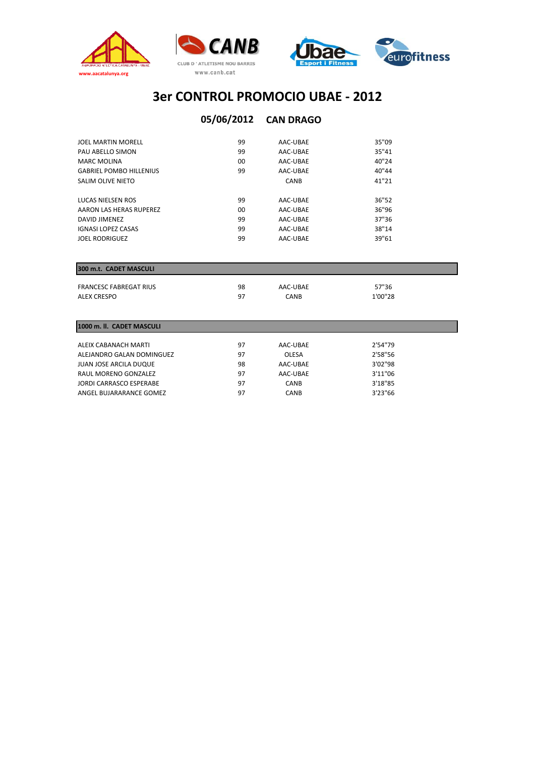# 3er CONTROL PROMOCIO UBAE - 2012

## 05/06/2012 CAN DRAGO

| | | | |
|---|---|---|---|
| JOEL MARTIN MORELL | 99 | AAC-UBAE | 35"09 |
| PAU ABELLO SIMON | 99 | AAC-UBAE | 35"41 |
| MARC MOLINA | 00 | AAC-UBAE | 40"24 |
| GABRIEL POMBO HILLENIUS | 99 | AAC-UBAE | 40"44 |
| SALIM OLIVE NIETO | | CANB | 41"21 |

| | | | |
|---|---|---|---|
| LUCAS NIELSEN ROS | 99 | AAC-UBAE | 36"52 |
| AARON LAS HERAS RUPEREZ | 00 | AAC-UBAE | 36"96 |
| DAVID JIMENEZ | 99 | AAC-UBAE | 37"36 |
| IGNASI LOPEZ CASAS | 99 | AAC-UBAE | 38"14 |
| JOEL RODRIGUEZ | 99 | AAC-UBAE | 39"61 |

### 300 m.t. CADET MASCULI

| | | | |
|---|---|---|---|
| FRANCESC FABREGAT RIUS | 98 | AAC-UBAE | 57"36 |
| ALEX CRESPO | 97 | CANB | 1'00"28 |

### 1000 m. ll. CADET MASCULI

| | | | |
|---|---|---|---|
| ALEIX CABANACH MARTI | 97 | AAC-UBAE | 2'54"79 |
| ALEJANDRO GALAN DOMINGUEZ | 97 | OLESA | 2'58"56 |
| JUAN JOSE ARCILA DUQUE | 98 | AAC-UBAE | 3'02"98 |
| RAUL MORENO GONZALEZ | 97 | AAC-UBAE | 3'11"06 |
| JORDI CARRASCO ESPERABE | 97 | CANB | 3'18"85 |
| ANGEL BUJARARANCE GOMEZ | 97 | CANB | 3'23"66 |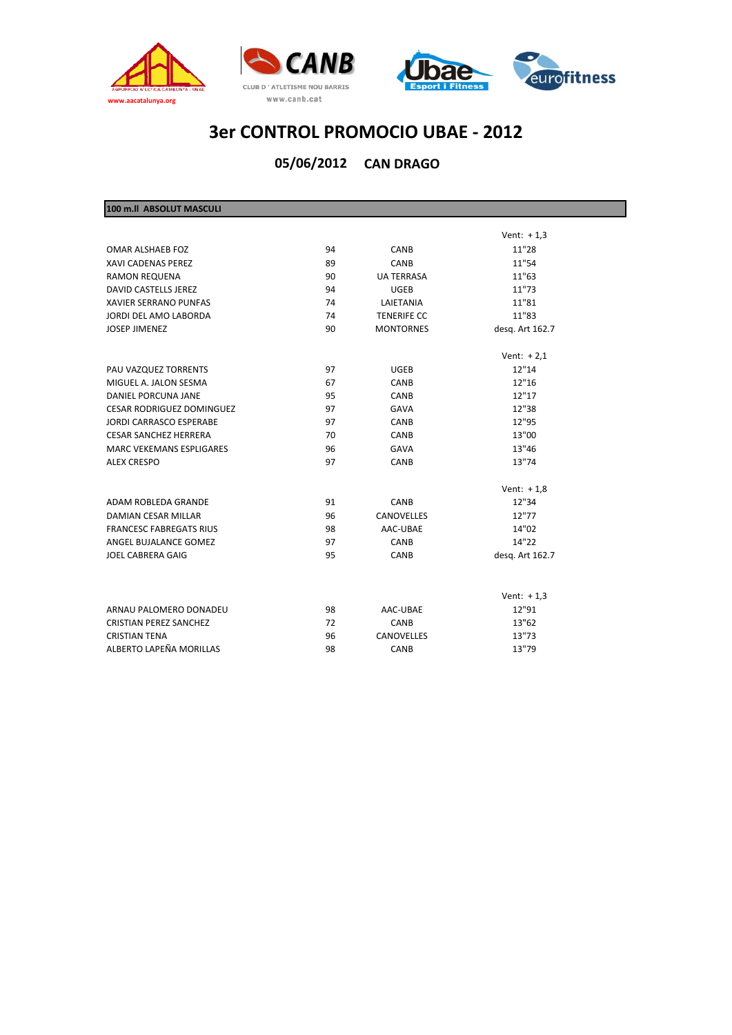# 3er CONTROL PROMOCIO UBAE - 2012

## 05/06/2012 CAN DRAGO

### 100 m.ll ABSOLUT MASCULI

| | | | Vent: + 1,3 |
|---|---|---|---|
| OMAR ALSHAEB FOZ | 94 | CANB | 11"28 |
| XAVI CADENAS PEREZ | 89 | CANB | 11"54 |
| RAMON REQUENA | 90 | UA TERRASA | 11"63 |
| DAVID CASTELLS JEREZ | 94 | UGEB | 11"73 |
| XAVIER SERRANO PUNFAS | 74 | LAIETANIA | 11"81 |
| JORDI DEL AMO LABORDA | 74 | TENERIFE CC | 11"83 |
| JOSEP JIMENEZ | 90 | MONTORNES | desq. Art 162.7 |

| | | | Vent: + 2,1 |
|---|---|---|---|
| PAU VAZQUEZ TORRENTS | 97 | UGEB | 12"14 |
| MIGUEL A. JALON SESMA | 67 | CANB | 12"16 |
| DANIEL PORCUNA JANE | 95 | CANB | 12"17 |
| CESAR RODRIGUEZ DOMINGUEZ | 97 | GAVA | 12"38 |
| JORDI CARRASCO ESPERABE | 97 | CANB | 12"95 |
| CESAR SANCHEZ HERRERA | 70 | CANB | 13"00 |
| MARC VEKEMANS ESPLIGARES | 96 | GAVA | 13"46 |
| ALEX CRESPO | 97 | CANB | 13"74 |

| | | | Vent: + 1,8 |
|---|---|---|---|
| ADAM ROBLEDA GRANDE | 91 | CANB | 12"34 |
| DAMIAN CESAR MILLAR | 96 | CANOVELLES | 12"77 |
| FRANCESC FABREGATS RIUS | 98 | AAC-UBAE | 14"02 |
| ANGEL BUJALANCE GOMEZ | 97 | CANB | 14"22 |
| JOEL CABRERA GAIG | 95 | CANB | desq. Art 162.7 |

| | | | Vent: + 1,3 |
|---|---|---|---|
| ARNAU PALOMERO DONADEU | 98 | AAC-UBAE | 12"91 |
| CRISTIAN PEREZ SANCHEZ | 72 | CANB | 13"62 |
| CRISTIAN TENA | 96 | CANOVELLES | 13"73 |
| ALBERTO LAPEÑA MORILLAS | 98 | CANB | 13"79 |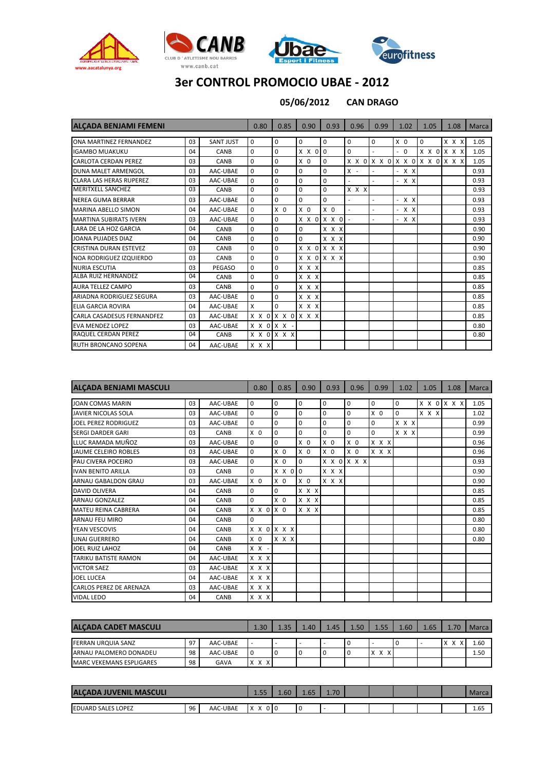# 3er CONTROL PROMOCIO UBAE - 2012

**05/06/2012 CAN DRAGO**

| ALÇADA BENJAMI FEMENI | | | 0.80 | 0.85 | 0.90 | 0.93 | 0.96 | 0.99 | 1.02 | 1.05 | 1.08 | Marca |
|---|---|---|---|---|---|---|---|---|---|---|---|---|
| ONA MARTINEZ FERNANDEZ | 03 | SANT JUST | 0 | 0 | 0 | 0 | 0 | 0 | X 0 | 0 | X X X | 1.05 |
| IGAMBO MUAKUKU | 04 | CANB | 0 | 0 | X X 0 | 0 | 0 | - | - 0 | X X 0 | X X X | 1.05 |
| CARLOTA CERDAN PEREZ | 03 | CANB | 0 | 0 | X 0 | 0 | X X 0 | X X 0 | X X 0 | X X 0 | X X X | 1.05 |
| DUNA MALET ARMENGOL | 03 | AAC-UBAE | 0 | 0 | 0 | 0 | X - | - | - X X | | | 0.93 |
| CLARA LAS HERAS RUPEREZ | 03 | AAC-UBAE | 0 | 0 | 0 | 0 | - | - | - X X | | | 0.93 |
| MERITXELL SANCHEZ | 03 | CANB | 0 | 0 | 0 | 0 | X X X | | | | | 0.93 |
| NEREA GUMA BERRAR | 03 | AAC-UBAE | 0 | 0 | 0 | 0 | - | - | - X X | | | 0.93 |
| MARINA ABELLO SIMON | 04 | AAC-UBAE | 0 | X 0 | X 0 | X 0 | - | - | - X X | | | 0.93 |
| MARTINA SUBIRATS IVERN | 03 | AAC-UBAE | 0 | 0 | X X 0 | X X 0 | - | - | - X X | | | 0.93 |
| LARA DE LA HOZ GARCIA | 04 | CANB | 0 | 0 | 0 | X X X | | | | | | 0.90 |
| JOANA PUJADES DIAZ | 04 | CANB | 0 | 0 | 0 | X X X | | | | | | 0.90 |
| CRISTINA DURAN ESTEVEZ | 03 | CANB | 0 | 0 | X X 0 | X X X | | | | | | 0.90 |
| NOA RODRIGUEZ IZQUIERDO | 03 | CANB | 0 | 0 | X X 0 | X X X | | | | | | 0.90 |
| NURIA ESCUTIA | 03 | PEGASO | 0 | 0 | X X X | | | | | | | 0.85 |
| ALBA RUIZ HERNANDEZ | 04 | CANB | 0 | 0 | X X X | | | | | | | 0.85 |
| AURA TELLEZ CAMPO | 03 | CANB | 0 | 0 | X X X | | | | | | | 0.85 |
| ARIADNA RODRIGUEZ SEGURA | 03 | AAC-UBAE | 0 | 0 | X X X | | | | | | | 0.85 |
| ELIA GARCIA ROVIRA | 04 | AAC-UBAE | X | 0 | X X X | | | | | | | 0.85 |
| CARLA CASADESUS FERNANDFEZ | 03 | AAC-UBAE | X X 0 | X X 0 | X X X | | | | | | | 0.85 |
| EVA MENDEZ LOPEZ | 03 | AAC-UBAE | X X 0 | X X - | | | | | | | | 0.80 |
| RAQUEL CERDAN PEREZ | 04 | CANB | X X 0 | X X X | | | | | | | | 0.80 |
| RUTH BRONCANO SOPENA | 04 | AAC-UBAE | X X X | | | | | | | | | |

| ALÇADA BENJAMI MASCULI | | | 0.80 | 0.85 | 0.90 | 0.93 | 0.96 | 0.99 | 1.02 | 1.05 | 1.08 | Marca |
|---|---|---|---|---|---|---|---|---|---|---|---|---|
| JOAN COMAS MARIN | 03 | AAC-UBAE | 0 | 0 | 0 | 0 | 0 | 0 | 0 | X X 0 | X X X | 1.05 |
| JAVIER NICOLAS SOLA | 03 | AAC-UBAE | 0 | 0 | 0 | 0 | 0 | X 0 | 0 | X X X | | 1.02 |
| JOEL PEREZ RODRIGUEZ | 03 | AAC-UBAE | 0 | 0 | 0 | 0 | 0 | 0 | X X X | | | 0.99 |
| SERGI DARDER GARI | 03 | CANB | X 0 | 0 | 0 | 0 | 0 | 0 | X X X | | | 0.99 |
| LLUC RAMADA MUÑOZ | 03 | AAC-UBAE | 0 | 0 | X 0 | X 0 | X 0 | X X X | | | | 0.96 |
| JAUME CELEIRO ROBLES | 03 | AAC-UBAE | 0 | X 0 | X 0 | X 0 | X 0 | X X X | | | | 0.96 |
| PAU CIVERA POCEIRO | 03 | AAC-UBAE | 0 | X 0 | 0 | X X 0 | X X X | | | | | 0.93 |
| IVAN BENITO ARILLA | 03 | CANB | 0 | X X 0 | 0 | X X X | | | | | | 0.90 |
| ARNAU GABALDON GRAU | 03 | AAC-UBAE | X 0 | X 0 | X 0 | X X X | | | | | | 0.90 |
| DAVID OLIVERA | 04 | CANB | 0 | 0 | X X X | | | | | | | 0.85 |
| ARNAU GONZALEZ | 04 | CANB | 0 | X 0 | X X X | | | | | | | 0.85 |
| MATEU REINA CABRERA | 04 | CANB | X X 0 | X 0 | X X X | | | | | | | 0.85 |
| ARNAU FEU MIRO | 04 | CANB | 0 | | | | | | | | | 0.80 |
| YEAN VESCOVIS | 04 | CANB | X X 0 | X X X | | | | | | | | 0.80 |
| UNAI GUERRERO | 04 | CANB | X 0 | X X X | | | | | | | | 0.80 |
| JOEL RUIZ LAHOZ | 04 | CANB | X X - | | | | | | | | | |
| TARIKU BATISTE RAMON | 04 | AAC-UBAE | X X X | | | | | | | | | |
| VICTOR SAEZ | 03 | AAC-UBAE | X X X | | | | | | | | | |
| JOEL LUCEA | 04 | AAC-UBAE | X X X | | | | | | | | | |
| CARLOS PEREZ DE ARENAZA | 03 | AAC-UBAE | X X X | | | | | | | | | |
| VIDAL LEDO | 04 | CANB | X X X | | | | | | | | | |

| ALÇADA CADET MASCULI | | | 1.30 | 1.35 | 1.40 | 1.45 | 1.50 | 1.55 | 1.60 | 1.65 | 1.70 | Marca |
|---|---|---|---|---|---|---|---|---|---|---|---|---|
| FERRAN URQUIA SANZ | 97 | AAC-UBAE | - | - | - | - | 0 | - | 0 | - | X X X | 1.60 |
| ARNAU PALOMERO DONADEU | 98 | AAC-UBAE | 0 | 0 | 0 | 0 | 0 | X X X | | | | 1.50 |
| MARC VEKEMANS ESPLIGARES | 98 | GAVA | X X X | | | | | | | | | |

| ALÇADA JUVENIL MASCULI | | | 1.55 | 1.60 | 1.65 | 1.70 | | | | | | Marca |
|---|---|---|---|---|---|---|---|---|---|---|---|---|
| EDUARD SALES LOPEZ | 96 | AAC-UBAE | X X 0 | 0 | 0 | - | | | | | | 1.65 |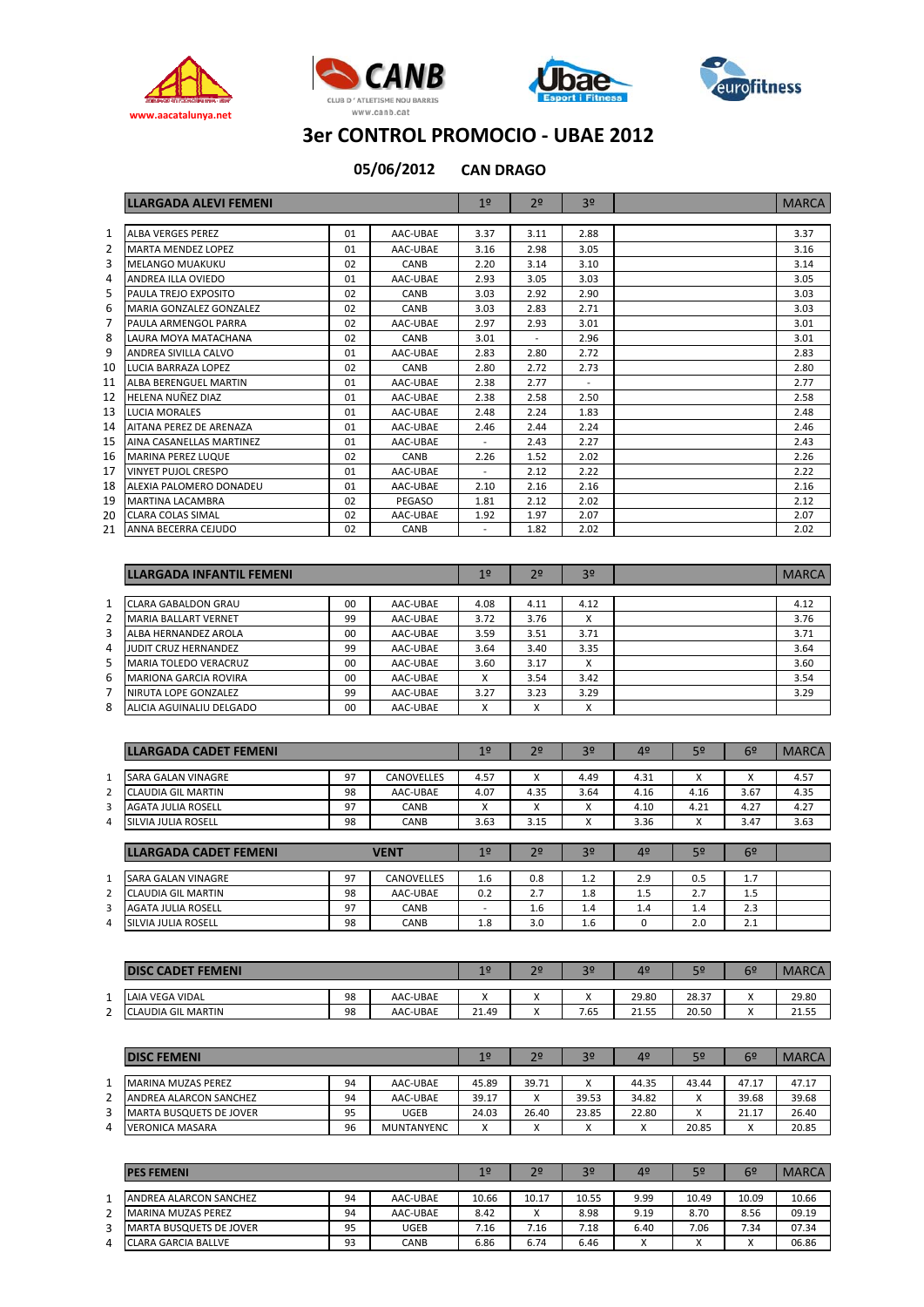# 3er CONTROL PROMOCIO - UBAE 2012

**05/06/2012 CAN DRAGO**

| | LLARGADA ALEVI FEMENI | | | 1º | 2º | 3º | | MARCA |
|---|---|---|---|---|---|---|---|---|
| 1 | ALBA VERGES PEREZ | 01 | AAC-UBAE | 3.37 | 3.11 | 2.88 | | 3.37 |
| 2 | MARTA MENDEZ LOPEZ | 01 | AAC-UBAE | 3.16 | 2.98 | 3.05 | | 3.16 |
| 3 | MELANGO MUAKUKU | 02 | CANB | 2.20 | 3.14 | 3.10 | | 3.14 |
| 4 | ANDREA ILLA OVIEDO | 01 | AAC-UBAE | 2.93 | 3.05 | 3.03 | | 3.05 |
| 5 | PAULA TREJO EXPOSITO | 02 | CANB | 3.03 | 2.92 | 2.90 | | 3.03 |
| 6 | MARIA GONZALEZ GONZALEZ | 02 | CANB | 3.03 | 2.83 | 2.71 | | 3.03 |
| 7 | PAULA ARMENGOL PARRA | 02 | AAC-UBAE | 2.97 | 2.93 | 3.01 | | 3.01 |
| 8 | LAURA MOYA MATACHANA | 02 | CANB | 3.01 | - | 2.96 | | 3.01 |
| 9 | ANDREA SIVILLA CALVO | 01 | AAC-UBAE | 2.83 | 2.80 | 2.72 | | 2.83 |
| 10 | LUCIA BARRAZA LOPEZ | 02 | CANB | 2.80 | 2.72 | 2.73 | | 2.80 |
| 11 | ALBA BERENGUEL MARTIN | 01 | AAC-UBAE | 2.38 | 2.77 | - | | 2.77 |
| 12 | HELENA NUÑEZ DIAZ | 01 | AAC-UBAE | 2.38 | 2.58 | 2.50 | | 2.58 |
| 13 | LUCIA MORALES | 01 | AAC-UBAE | 2.48 | 2.24 | 1.83 | | 2.48 |
| 14 | AITANA PEREZ DE ARENAZA | 01 | AAC-UBAE | 2.46 | 2.44 | 2.24 | | 2.46 |
| 15 | AINA CASANELLAS MARTINEZ | 01 | AAC-UBAE | - | 2.43 | 2.27 | | 2.43 |
| 16 | MARINA PEREZ LUQUE | 02 | CANB | 2.26 | 1.52 | 2.02 | | 2.26 |
| 17 | VINYET PUJOL CRESPO | 01 | AAC-UBAE | - | 2.12 | 2.22 | | 2.22 |
| 18 | ALEXIA PALOMERO DONADEU | 01 | AAC-UBAE | 2.10 | 2.16 | 2.16 | | 2.16 |
| 19 | MARTINA LACAMBRA | 02 | PEGASO | 1.81 | 2.12 | 2.02 | | 2.12 |
| 20 | CLARA COLAS SIMAL | 02 | AAC-UBAE | 1.92 | 1.97 | 2.07 | | 2.07 |
| 21 | ANNA BECERRA CEJUDO | 02 | CANB | - | 1.82 | 2.02 | | 2.02 |

| | LLARGADA INFANTIL FEMENI | | | 1º | 2º | 3º | | MARCA |
|---|---|---|---|---|---|---|---|---|
| 1 | CLARA GABALDON GRAU | 00 | AAC-UBAE | 4.08 | 4.11 | 4.12 | | 4.12 |
| 2 | MARIA BALLART VERNET | 99 | AAC-UBAE | 3.72 | 3.76 | X | | 3.76 |
| 3 | ALBA HERNANDEZ AROLA | 00 | AAC-UBAE | 3.59 | 3.51 | 3.71 | | 3.71 |
| 4 | JUDIT CRUZ HERNANDEZ | 99 | AAC-UBAE | 3.64 | 3.40 | 3.35 | | 3.64 |
| 5 | MARIA TOLEDO VERACRUZ | 00 | AAC-UBAE | 3.60 | 3.17 | X | | 3.60 |
| 6 | MARIONA GARCIA ROVIRA | 00 | AAC-UBAE | X | 3.54 | 3.42 | | 3.54 |
| 7 | NIRUTA LOPE GONZALEZ | 99 | AAC-UBAE | 3.27 | 3.23 | 3.29 | | 3.29 |
| 8 | ALICIA AGUINALIU DELGADO | 00 | AAC-UBAE | X | X | X | | |

| | LLARGADA CADET FEMENI | | | 1º | 2º | 3º | 4º | 5º | 6º | MARCA |
|---|---|---|---|---|---|---|---|---|---|---|
| 1 | SARA GALAN VINAGRE | 97 | CANOVELLES | 4.57 | X | 4.49 | 4.31 | X | X | 4.57 |
| 2 | CLAUDIA GIL MARTIN | 98 | AAC-UBAE | 4.07 | 4.35 | 3.64 | 4.16 | 4.16 | 3.67 | 4.35 |
| 3 | AGATA JULIA ROSELL | 97 | CANB | X | X | X | 4.10 | 4.21 | 4.27 | 4.27 |
| 4 | SILVIA JULIA ROSELL | 98 | CANB | 3.63 | 3.15 | X | 3.36 | X | 3.47 | 3.63 |

| | LLARGADA CADET FEMENI | | VENT | 1º | 2º | 3º | 4º | 5º | 6º | |
|---|---|---|---|---|---|---|---|---|---|---|
| 1 | SARA GALAN VINAGRE | 97 | CANOVELLES | 1.6 | 0.8 | 1.2 | 2.9 | 0.5 | 1.7 | |
| 2 | CLAUDIA GIL MARTIN | 98 | AAC-UBAE | 0.2 | 2.7 | 1.8 | 1.5 | 2.7 | 1.5 | |
| 3 | AGATA JULIA ROSELL | 97 | CANB | - | 1.6 | 1.4 | 1.4 | 1.4 | 2.3 | |
| 4 | SILVIA JULIA ROSELL | 98 | CANB | 1.8 | 3.0 | 1.6 | 0 | 2.0 | 2.1 | |

| | DISC CADET FEMENI | | | 1º | 2º | 3º | 4º | 5º | 6º | MARCA |
|---|---|---|---|---|---|---|---|---|---|---|
| 1 | LAIA VEGA VIDAL | 98 | AAC-UBAE | X | X | X | 29.80 | 28.37 | X | 29.80 |
| 2 | CLAUDIA GIL MARTIN | 98 | AAC-UBAE | 21.49 | X | 7.65 | 21.55 | 20.50 | X | 21.55 |

| | DISC FEMENI | | | 1º | 2º | 3º | 4º | 5º | 6º | MARCA |
|---|---|---|---|---|---|---|---|---|---|---|
| 1 | MARINA MUZAS PEREZ | 94 | AAC-UBAE | 45.89 | 39.71 | X | 44.35 | 43.44 | 47.17 | 47.17 |
| 2 | ANDREA ALARCON SANCHEZ | 94 | AAC-UBAE | 39.17 | X | 39.53 | 34.82 | X | 39.68 | 39.68 |
| 3 | MARTA BUSQUETS DE JOVER | 95 | UGEB | 24.03 | 26.40 | 23.85 | 22.80 | X | 21.17 | 26.40 |
| 4 | VERONICA MASARA | 96 | MUNTANYENC | X | X | X | X | 20.85 | X | 20.85 |

| | PES FEMENI | | | 1º | 2º | 3º | 4º | 5º | 6º | MARCA |
|---|---|---|---|---|---|---|---|---|---|---|
| 1 | ANDREA ALARCON SANCHEZ | 94 | AAC-UBAE | 10.66 | 10.17 | 10.55 | 9.99 | 10.49 | 10.09 | 10.66 |
| 2 | MARINA MUZAS PEREZ | 94 | AAC-UBAE | 8.42 | X | 8.98 | 9.19 | 8.70 | 8.56 | 09.19 |
| 3 | MARTA BUSQUETS DE JOVER | 95 | UGEB | 7.16 | 7.16 | 7.18 | 6.40 | 7.06 | 7.34 | 07.34 |
| 4 | CLARA GARCIA BALLVE | 93 | CANB | 6.86 | 6.74 | 6.46 | X | X | X | 06.86 |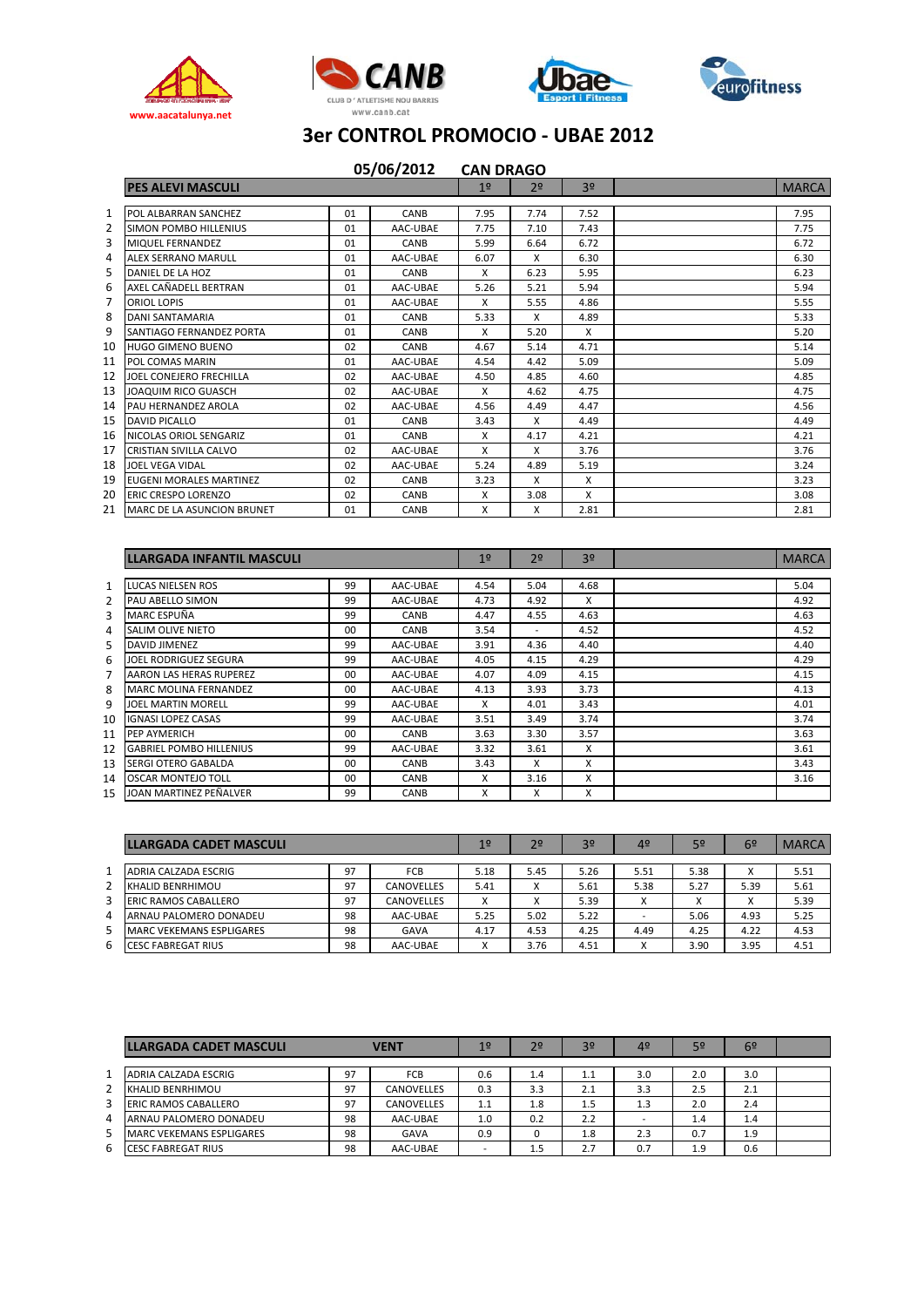www.aacatalunya.net

CLUB D'ATLETISME NOU BARRIS
www.canb.cat

# 3er CONTROL PROMOCIO - UBAE 2012

**05/06/2012 CAN DRAGO**

| | PES ALEVI MASCULI | | | 1º | 2º | 3º | | MARCA |
|---|---|---|---|---|---|---|---|---|
| 1 | POL ALBARRAN SANCHEZ | 01 | CANB | 7.95 | 7.74 | 7.52 | | 7.95 |
| 2 | SIMON POMBO HILLENIUS | 01 | AAC-UBAE | 7.75 | 7.10 | 7.43 | | 7.75 |
| 3 | MIQUEL FERNANDEZ | 01 | CANB | 5.99 | 6.64 | 6.72 | | 6.72 |
| 4 | ALEX SERRANO MARULL | 01 | AAC-UBAE | 6.07 | X | 6.30 | | 6.30 |
| 5 | DANIEL DE LA HOZ | 01 | CANB | X | 6.23 | 5.95 | | 6.23 |
| 6 | AXEL CAÑADELL BERTRAN | 01 | AAC-UBAE | 5.26 | 5.21 | 5.94 | | 5.94 |
| 7 | ORIOL LOPIS | 01 | AAC-UBAE | X | 5.55 | 4.86 | | 5.55 |
| 8 | DANI SANTAMARIA | 01 | CANB | 5.33 | X | 4.89 | | 5.33 |
| 9 | SANTIAGO FERNANDEZ PORTA | 01 | CANB | X | 5.20 | X | | 5.20 |
| 10 | HUGO GIMENO BUENO | 02 | CANB | 4.67 | 5.14 | 4.71 | | 5.14 |
| 11 | POL COMAS MARIN | 01 | AAC-UBAE | 4.54 | 4.42 | 5.09 | | 5.09 |
| 12 | JOEL CONEJERO FRECHILLA | 02 | AAC-UBAE | 4.50 | 4.85 | 4.60 | | 4.85 |
| 13 | JOAQUIM RICO GUASCH | 02 | AAC-UBAE | X | 4.62 | 4.75 | | 4.75 |
| 14 | PAU HERNANDEZ AROLA | 02 | AAC-UBAE | 4.56 | 4.49 | 4.47 | | 4.56 |
| 15 | DAVID PICALLO | 01 | CANB | 3.43 | X | 4.49 | | 4.49 |
| 16 | NICOLAS ORIOL SENGARIZ | 01 | CANB | X | 4.17 | 4.21 | | 4.21 |
| 17 | CRISTIAN SIVILLA CALVO | 02 | AAC-UBAE | X | X | 3.76 | | 3.76 |
| 18 | JOEL VEGA VIDAL | 02 | AAC-UBAE | 5.24 | 4.89 | 5.19 | | 3.24 |
| 19 | EUGENI MORALES MARTINEZ | 02 | CANB | 3.23 | X | X | | 3.23 |
| 20 | ERIC CRESPO LORENZO | 02 | CANB | X | 3.08 | X | | 3.08 |
| 21 | MARC DE LA ASUNCION BRUNET | 01 | CANB | X | X | 2.81 | | 2.81 |

| | LLARGADA INFANTIL MASCULI | | | 1º | 2º | 3º | | MARCA |
|---|---|---|---|---|---|---|---|---|
| 1 | LUCAS NIELSEN ROS | 99 | AAC-UBAE | 4.54 | 5.04 | 4.68 | | 5.04 |
| 2 | PAU ABELLO SIMON | 99 | AAC-UBAE | 4.73 | 4.92 | X | | 4.92 |
| 3 | MARC ESPUÑA | 99 | CANB | 4.47 | 4.55 | 4.63 | | 4.63 |
| 4 | SALIM OLIVE NIETO | 00 | CANB | 3.54 | - | 4.52 | | 4.52 |
| 5 | DAVID JIMENEZ | 99 | AAC-UBAE | 3.91 | 4.36 | 4.40 | | 4.40 |
| 6 | JOEL RODRIGUEZ SEGURA | 99 | AAC-UBAE | 4.05 | 4.15 | 4.29 | | 4.29 |
| 7 | AARON LAS HERAS RUPEREZ | 00 | AAC-UBAE | 4.07 | 4.09 | 4.15 | | 4.15 |
| 8 | MARC MOLINA FERNANDEZ | 00 | AAC-UBAE | 4.13 | 3.93 | 3.73 | | 4.13 |
| 9 | JOEL MARTIN MORELL | 99 | AAC-UBAE | X | 4.01 | 3.43 | | 4.01 |
| 10 | IGNASI LOPEZ CASAS | 99 | AAC-UBAE | 3.51 | 3.49 | 3.74 | | 3.74 |
| 11 | PEP AYMERICH | 00 | CANB | 3.63 | 3.30 | 3.57 | | 3.63 |
| 12 | GABRIEL POMBO HILLENIUS | 99 | AAC-UBAE | 3.32 | 3.61 | X | | 3.61 |
| 13 | SERGI OTERO GABALDA | 00 | CANB | 3.43 | X | X | | 3.43 |
| 14 | OSCAR MONTEJO TOLL | 00 | CANB | X | 3.16 | X | | 3.16 |
| 15 | JOAN MARTINEZ PEÑALVER | 99 | CANB | X | X | X | | |

| | LLARGADA CADET MASCULI | | | 1º | 2º | 3º | 4º | 5º | 6º | MARCA |
|---|---|---|---|---|---|---|---|---|---|---|
| 1 | ADRIA CALZADA ESCRIG | 97 | FCB | 5.18 | 5.45 | 5.26 | 5.51 | 5.38 | X | 5.51 |
| 2 | KHALID BENRHIMOU | 97 | CANOVELLES | 5.41 | X | 5.61 | 5.38 | 5.27 | 5.39 | 5.61 |
| 3 | ERIC RAMOS CABALLERO | 97 | CANOVELLES | X | X | 5.39 | X | X | X | 5.39 |
| 4 | ARNAU PALOMERO DONADEU | 98 | AAC-UBAE | 5.25 | 5.02 | 5.22 | - | 5.06 | 4.93 | 5.25 |
| 5 | MARC VEKEMANS ESPLIGARES | 98 | GAVA | 4.17 | 4.53 | 4.25 | 4.49 | 4.25 | 4.22 | 4.53 |
| 6 | CESC FABREGAT RIUS | 98 | AAC-UBAE | X | 3.76 | 4.51 | X | 3.90 | 3.95 | 4.51 |

| | LLARGADA CADET MASCULI | | VENT | 1º | 2º | 3º | 4º | 5º | 6º | |
|---|---|---|---|---|---|---|---|---|---|---|
| 1 | ADRIA CALZADA ESCRIG | 97 | FCB | 0.6 | 1.4 | 1.1 | 3.0 | 2.0 | 3.0 | |
| 2 | KHALID BENRHIMOU | 97 | CANOVELLES | 0.3 | 3.3 | 2.1 | 3.3 | 2.5 | 2.1 | |
| 3 | ERIC RAMOS CABALLERO | 97 | CANOVELLES | 1.1 | 1.8 | 1.5 | 1.3 | 2.0 | 2.4 | |
| 4 | ARNAU PALOMERO DONADEU | 98 | AAC-UBAE | 1.0 | 0.2 | 2.2 | - | 1.4 | 1.4 | |
| 5 | MARC VEKEMANS ESPLIGARES | 98 | GAVA | 0.9 | 0 | 1.8 | 2.3 | 0.7 | 1.9 | |
| 6 | CESC FABREGAT RIUS | 98 | AAC-UBAE | - | 1.5 | 2.7 | 0.7 | 1.9 | 0.6 | |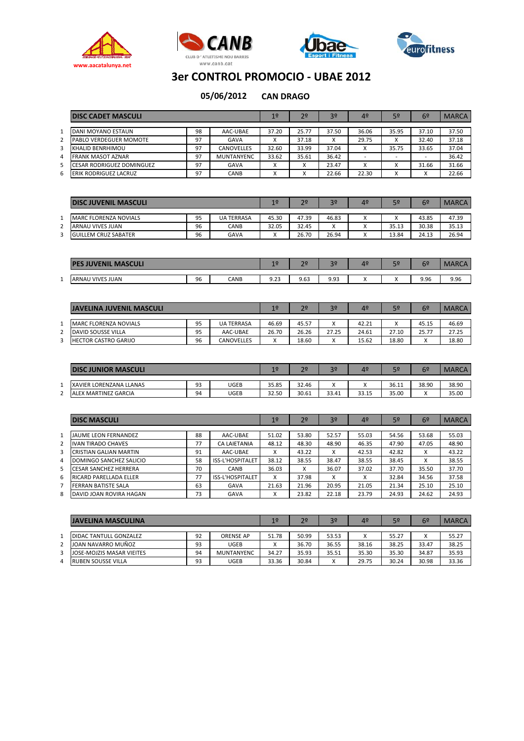www.aacatalunya.net

CLUB D'ATLETISME NOU BARRIS
www.canb.cat

# 3er CONTROL PROMOCIO - UBAE 2012

**05/06/2012 CAN DRAGO**

| | DISC CADET MASCULI | | | 1º | 2º | 3º | 4º | 5º | 6º | MARCA |
|---|---|---|---|---|---|---|---|---|---|---|
| 1 | DANI MOYANO ESTAUN | 98 | AAC-UBAE | 37.20 | 25.77 | 37.50 | 36.06 | 35.95 | 37.10 | 37.50 |
| 2 | PABLO VERDEGUER MOMOTE | 97 | GAVA | X | 37.18 | X | 29.75 | X | 32.40 | 37.18 |
| 3 | KHALID BENRHIMOU | 97 | CANOVELLES | 32.60 | 33.99 | 37.04 | X | 35.75 | 33.65 | 37.04 |
| 4 | FRANK MASOT AZNAR | 97 | MUNTANYENC | 33.62 | 35.61 | 36.42 | - | - | - | 36.42 |
| 5 | CESAR RODRIGUEZ DOMINGUEZ | 97 | GAVA | X | X | 23.47 | X | X | 31.66 | 31.66 |
| 6 | ERIK RODRIGUEZ LACRUZ | 97 | CANB | X | X | 22.66 | 22.30 | X | X | 22.66 |

| | DISC JUVENIL MASCULI | | | 1º | 2º | 3º | 4º | 5º | 6º | MARCA |
|---|---|---|---|---|---|---|---|---|---|---|
| 1 | MARC FLORENZA NOVIALS | 95 | UA TERRASA | 45.30 | 47.39 | 46.83 | X | X | 43.85 | 47.39 |
| 2 | ARNAU VIVES JUAN | 96 | CANB | 32.05 | 32.45 | X | X | 35.13 | 30.38 | 35.13 |
| 3 | GUILLEM CRUZ SABATER | 96 | GAVA | X | 26.70 | 26.94 | X | 13.84 | 24.13 | 26.94 |

| | PES JUVENIL MASCULI | | | 1º | 2º | 3º | 4º | 5º | 6º | MARCA |
|---|---|---|---|---|---|---|---|---|---|---|
| 1 | ARNAU VIVES JUAN | 96 | CANB | 9.23 | 9.63 | 9.93 | X | X | 9.96 | 9.96 |

| | JAVELINA JUVENIL MASCULI | | | 1º | 2º | 3º | 4º | 5º | 6º | MARCA |
|---|---|---|---|---|---|---|---|---|---|---|
| 1 | MARC FLORENZA NOVIALS | 95 | UA TERRASA | 46.69 | 45.57 | X | 42.21 | X | 45.15 | 46.69 |
| 2 | DAVID SOUSSE VILLA | 95 | AAC-UBAE | 26.70 | 26.26 | 27.25 | 24.61 | 27.10 | 25.77 | 27.25 |
| 3 | HECTOR CASTRO GARIJO | 96 | CANOVELLES | X | 18.60 | X | 15.62 | 18.80 | X | 18.80 |

| | DISC JUNIOR MASCULI | | | 1º | 2º | 3º | 4º | 5º | 6º | MARCA |
|---|---|---|---|---|---|---|---|---|---|---|
| 1 | XAVIER LORENZANA LLANAS | 93 | UGEB | 35.85 | 32.46 | X | X | 36.11 | 38.90 | 38.90 |
| 2 | ALEX MARTINEZ GARCIA | 94 | UGEB | 32.50 | 30.61 | 33.41 | 33.15 | 35.00 | X | 35.00 |

| | DISC MASCULI | | | 1º | 2º | 3º | 4º | 5º | 6º | MARCA |
|---|---|---|---|---|---|---|---|---|---|---|
| 1 | JAUME LEON FERNANDEZ | 88 | AAC-UBAE | 51.02 | 53.80 | 52.57 | 55.03 | 54.56 | 53.68 | 55.03 |
| 2 | IVAN TIRADO CHAVES | 77 | CA LAIETANIA | 48.12 | 48.30 | 48.90 | 46.35 | 47.90 | 47.05 | 48.90 |
| 3 | CRISTIAN GALIAN MARTIN | 91 | AAC-UBAE | X | 43.22 | X | 42.53 | 42.82 | X | 43.22 |
| 4 | DOMINGO SANCHEZ SALICIO | 58 | ISS-L'HOSPITALET | 38.12 | 38.55 | 38.47 | 38.55 | 38.45 | X | 38.55 |
| 5 | CESAR SANCHEZ HERRERA | 70 | CANB | 36.03 | X | 36.07 | 37.02 | 37.70 | 35.50 | 37.70 |
| 6 | RICARD PARELLADA ELLER | 77 | ISS-L'HOSPITALET | X | 37.98 | X | X | 32.84 | 34.56 | 37.58 |
| 7 | FERRAN BATISTE SALA | 63 | GAVA | 21.63 | 21.96 | 20.95 | 21.05 | 21.34 | 25.10 | 25.10 |
| 8 | DAVID JOAN ROVIRA HAGAN | 73 | GAVA | X | 23.82 | 22.18 | 23.79 | 24.93 | 24.62 | 24.93 |

| | JAVELINA MASCULINA | | | 1º | 2º | 3º | 4º | 5º | 6º | MARCA |
|---|---|---|---|---|---|---|---|---|---|---|
| 1 | DIDAC TANTULL GONZALEZ | 92 | ORENSE AP | 51.78 | 50.99 | 53.53 | X | 55.27 | X | 55.27 |
| 2 | JOAN NAVARRO MUÑOZ | 93 | UGEB | X | 36.70 | 36.55 | 38.16 | 38.25 | 33.47 | 38.25 |
| 3 | JOSE-MOJZIS MASAR VIEITES | 94 | MUNTANYENC | 34.27 | 35.93 | 35.51 | 35.30 | 35.30 | 34.87 | 35.93 |
| 4 | RUBEN SOUSSE VILLA | 93 | UGEB | 33.36 | 30.84 | X | 29.75 | 30.24 | 30.98 | 33.36 |